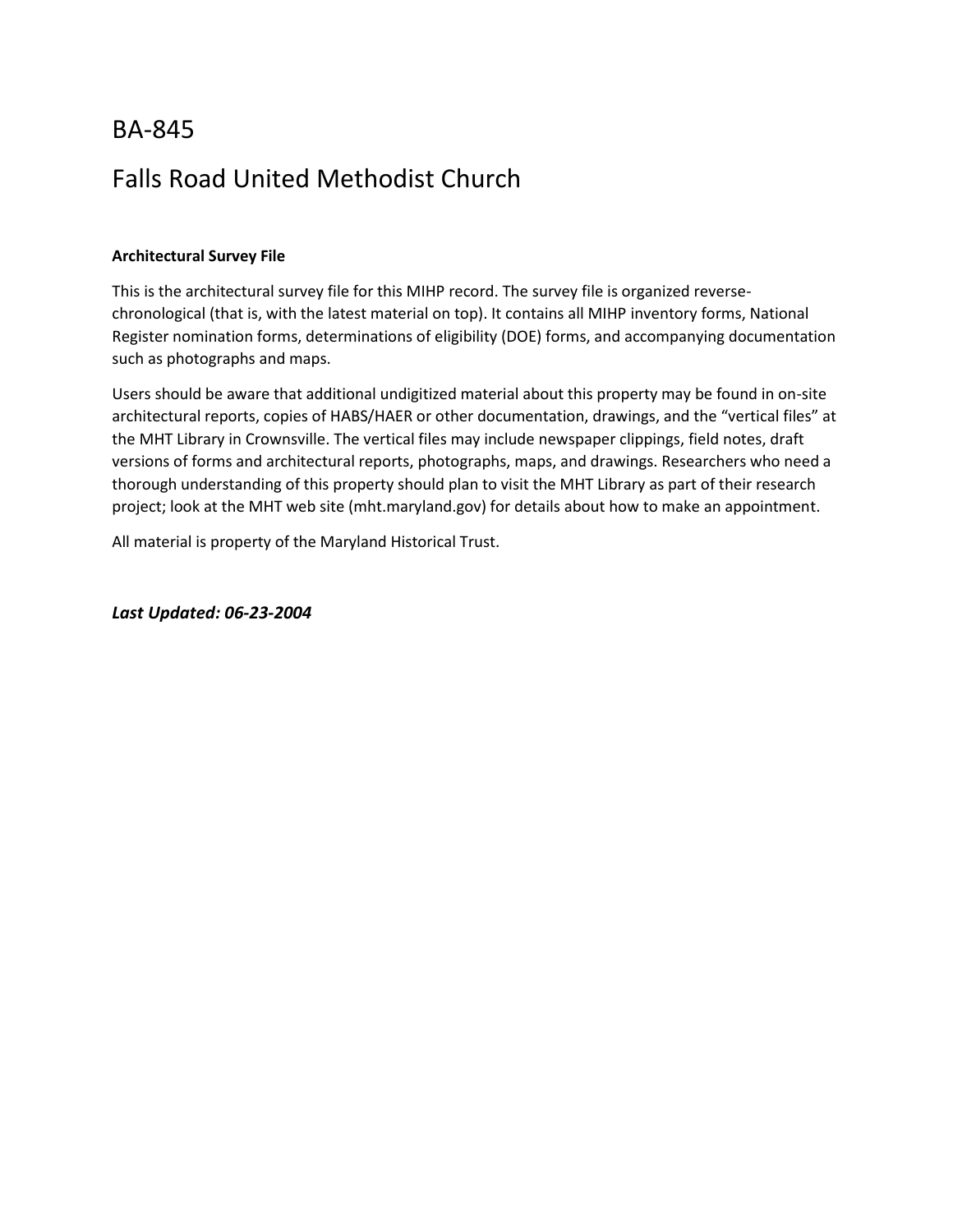# BA-845

# Falls Road United Methodist Church

**Architectural Survey File**

This is the architectural survey file for this MIHP record. The survey file is organized reverse-chronological (that is, with the latest material on top). It contains all MIHP inventory forms, National Register nomination forms, determinations of eligibility (DOE) forms, and accompanying documentation such as photographs and maps.

Users should be aware that additional undigitized material about this property may be found in on-site architectural reports, copies of HABS/HAER or other documentation, drawings, and the "vertical files" at the MHT Library in Crownsville. The vertical files may include newspaper clippings, field notes, draft versions of forms and architectural reports, photographs, maps, and drawings. Researchers who need a thorough understanding of this property should plan to visit the MHT Library as part of their research project; look at the MHT web site (mht.maryland.gov) for details about how to make an appointment.

All material is property of the Maryland Historical Trust.

***Last Updated: 06-23-2004***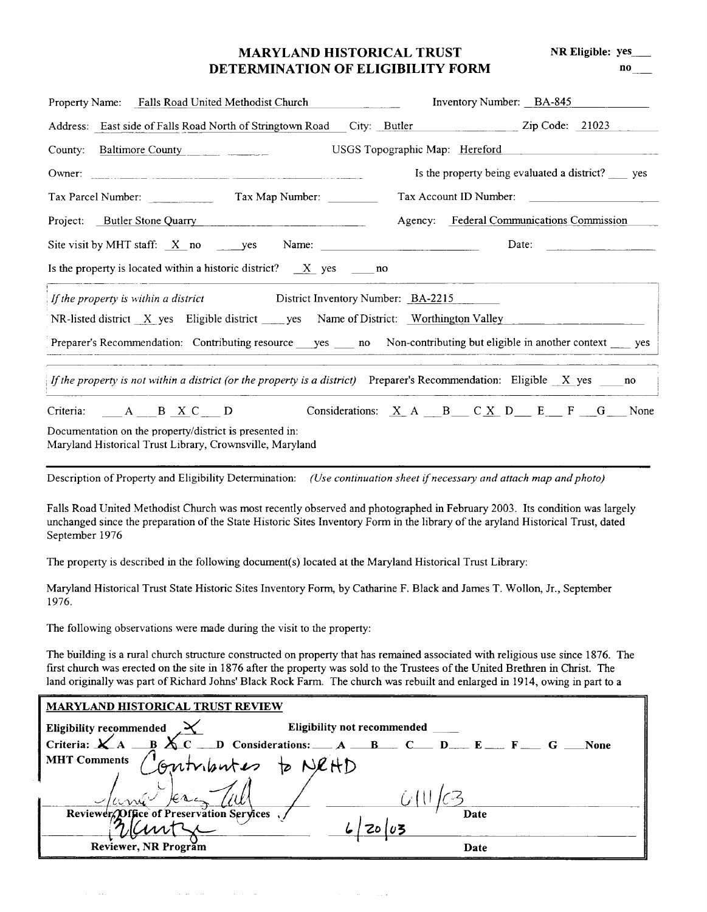# MARYLAND HISTORICAL TRUST
# DETERMINATION OF ELIGIBILITY FORM

**NR Eligible:** yes___ no___

Property Name: Falls Road United Methodist Church    Inventory Number: BA-845

Address: East side of Falls Road North of Stringtown Road    City: Butler    Zip Code: 21023

County: Baltimore County    USGS Topographic Map: Hereford

Owner: ______    Is the property being evaluated a district? ___ yes

Tax Parcel Number: ______    Tax Map Number: ______    Tax Account ID Number: ______

Project: Butler Stone Quarry    Agency: Federal Communications Commission

Site visit by MHT staff: X no ___ yes    Name: ______    Date: ______

Is the property is located within a historic district? X yes ___ no

*If the property is within a district*    District Inventory Number: BA-2215

NR-listed district X yes    Eligible district ___ yes    Name of District: Worthington Valley

Preparer's Recommendation: Contributing resource ___ yes ___ no    Non-contributing but eligible in another context ___ yes

*If the property is not within a district (or the property is a district)*    Preparer's Recommendation: Eligible X yes ___ no

Criteria: ___ A ___ B X C ___ D    Considerations: X A ___ B ___ C X D ___ E ___ F ___ G ___ None

Documentation on the property/district is presented in:
Maryland Historical Trust Library, Crownsville, Maryland

---

Description of Property and Eligibility Determination: *(Use continuation sheet if necessary and attach map and photo)*

Falls Road United Methodist Church was most recently observed and photographed in February 2003. Its condition was largely unchanged since the preparation of the State Historic Sites Inventory Form in the library of the aryland Historical Trust, dated September 1976

The property is described in the following document(s) located at the Maryland Historical Trust Library:

Maryland Historical Trust State Historic Sites Inventory Form, by Catharine F. Black and James T. Wollon, Jr., September 1976.

The following observations were made during the visit to the property:

The building is a rural church structure constructed on property that has remained associated with religious use since 1876. The first church was erected on the site in 1876 after the property was sold to the Trustees of the United Brethren in Christ. The land originally was part of Richard Johns' Black Rock Farm. The church was rebuilt and enlarged in 1914, owing in part to a

---

**MARYLAND HISTORICAL TRUST REVIEW**

**Eligibility recommended** X    **Eligibility not recommended** ___

**Criteria:** X A ___ B X C ___ D    **Considerations:** ___ A ___ B ___ C ___ D ___ E ___ F ___ G ___ None

**MHT Comments** Contributes to NRHD

[signature] / 6/11/03
**Reviewer, Office of Preservation Services**    **Date**

[signature]    6/20/03
**Reviewer, NR Program**    **Date**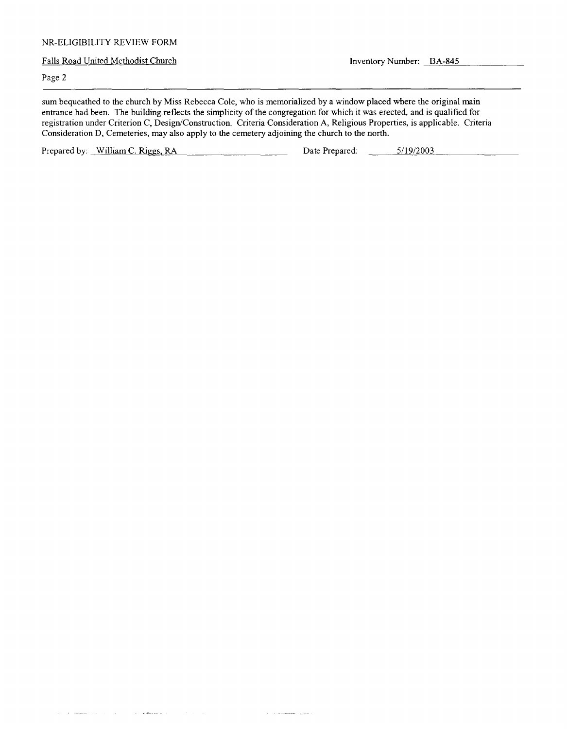sum bequeathed to the church by Miss Rebecca Cole, who is memorialized by a window placed where the original main entrance had been. The building reflects the simplicity of the congregation for which it was erected, and is qualified for registration under Criterion C, Design/Construction. Criteria Consideration A, Religious Properties, is applicable. Criteria Consideration D, Cemeteries, may also apply to the cemetery adjoining the church to the north.

Prepared by: William C. Riggs, RA        Date Prepared: 5/19/2003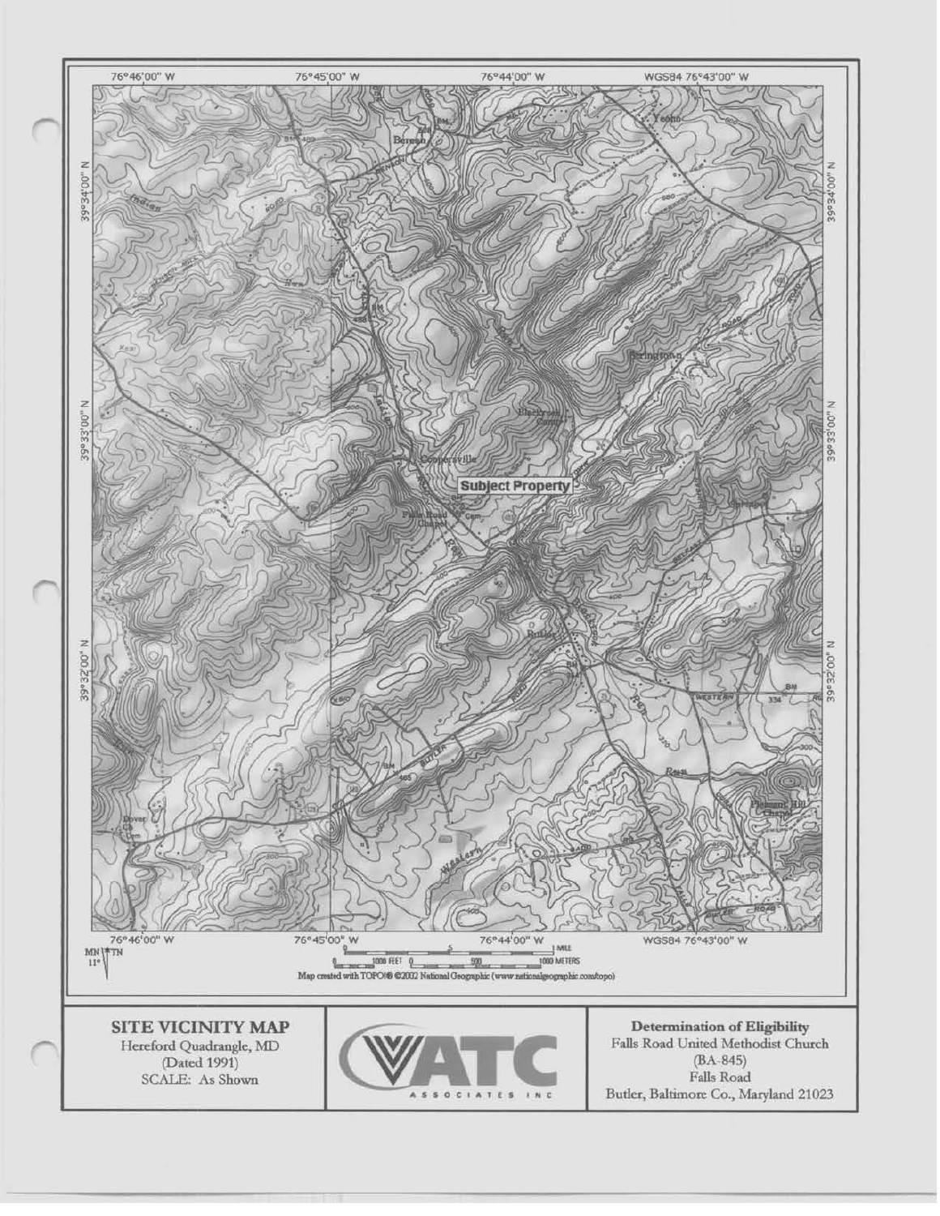76°46'00" W 76°45'00" W 76°44'00" W WGS84 76°43'00" W

39°34'00" N

39°33'00" N

39°32'00" N

Subject Property

76°46'00" W 76°45'00" W 76°44'00" W WGS84 76°43'00" W

MN TN 11°

0 1/2 1 MILE

0 1000 FEET 0 500 1000 METERS

Map created with TOPO!® ©2002 National Geographic (www.nationalgeographic.com/topo)

**SITE VICINITY MAP**
Hereford Quadrangle, MD
(Dated 1991)
SCALE: As Shown

ATC ASSOCIATES INC

**Determination of Eligibility**
Falls Road United Methodist Church
(BA-845)
Falls Road
Butler, Baltimore Co., Maryland 21023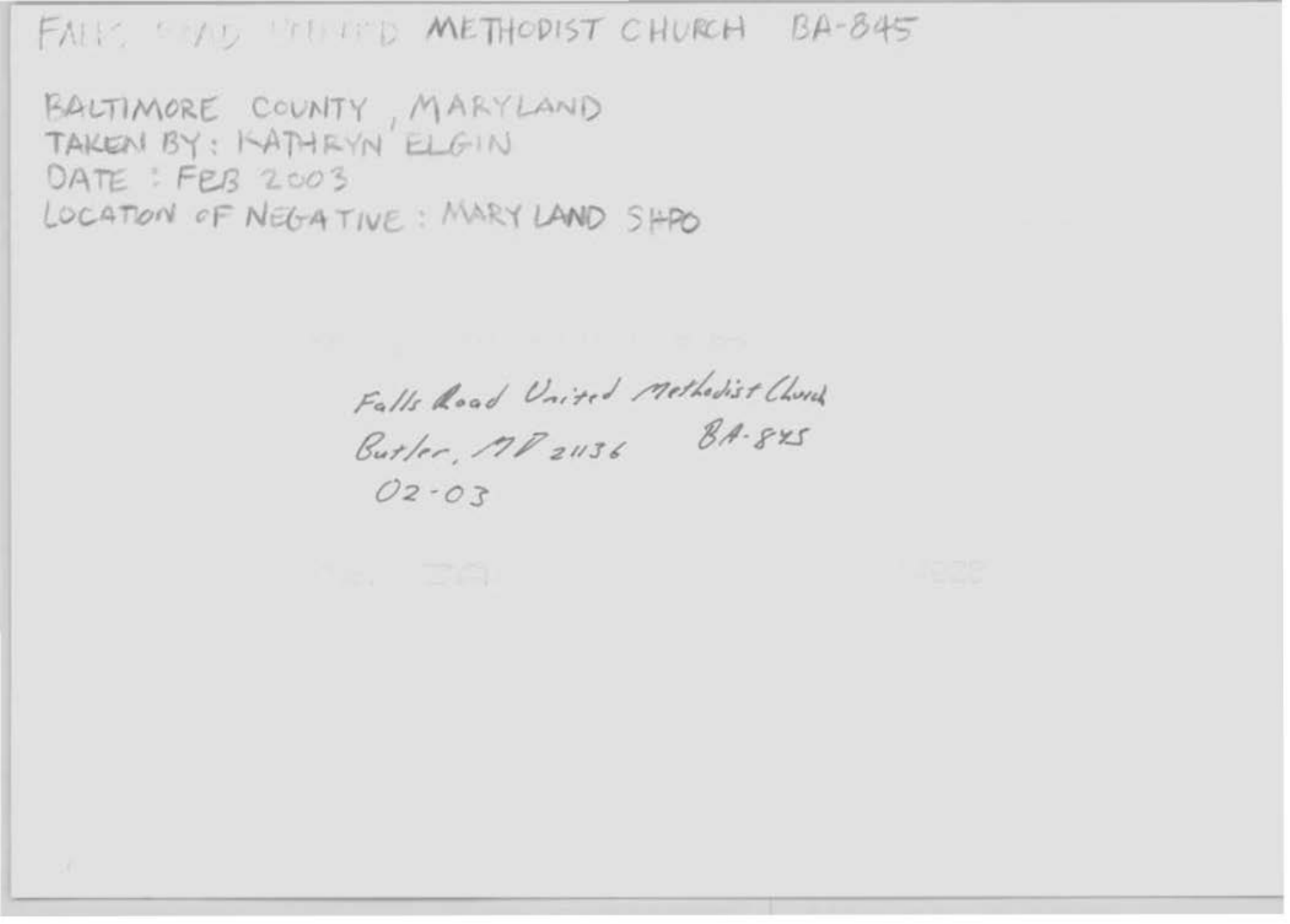FALLS ROAD UNITED METHODIST CHURCH BA-845

BALTIMORE COUNTY, MARYLAND
TAKEN BY: KATHRYN ELGIN
DATE: FEB 2003
LOCATION OF NEGATIVE: MARYLAND SHPO

Falls Road United Methodist Church
Butler, MD 21136 BA-845
02-03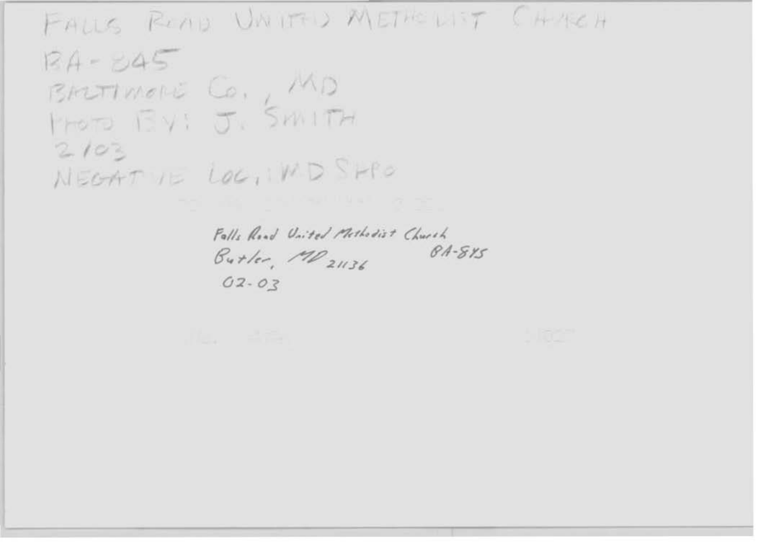FALLS ROAD UNITED METHODIST CHURCH
BA-845
BALTIMORE CO., MD
PHOTO BY: J. SMITH
2/03
NEGATIVE LOC.: MD SHPO

Falls Road United Methodist Church
Butler, MD 21136 BA-845
02-03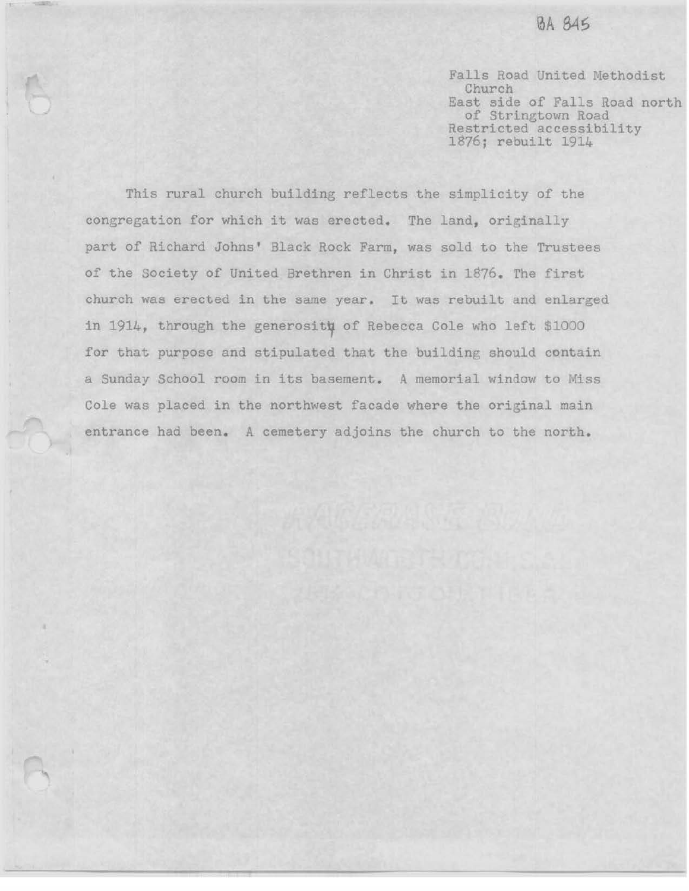BA 845

Falls Road United Methodist Church
East side of Falls Road north of Stringtown Road
Restricted accessibility
1876; rebuilt 1914

This rural church building reflects the simplicity of the congregation for which it was erected. The land, originally part of Richard Johns' Black Rock Farm, was sold to the Trustees of the Society of United Brethren in Christ in 1876. The first church was erected in the same year. It was rebuilt and enlarged in 1914, through the generosity of Rebecca Cole who left $1000 for that purpose and stipulated that the building should contain a Sunday School room in its basement. A memorial window to Miss Cole was placed in the northwest facade where the original main entrance had been. A cemetery adjoins the church to the north.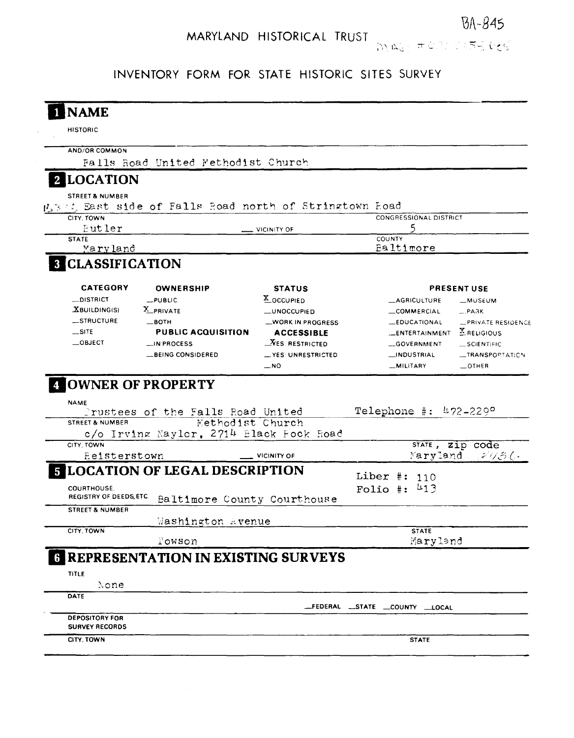BA-845

MAGI #0311556

MARYLAND HISTORICAL TRUST

INVENTORY FORM FOR STATE HISTORIC SITES SURVEY

# 1 NAME

HISTORIC

AND/OR COMMON

Falls Road United Methodist Church

# 2 LOCATION

STREET & NUMBER

East side of Falls Road north of Stringtown Road

CITY, TOWN: Butler __ VICINITY OF

CONGRESSIONAL DISTRICT: 5

STATE: Maryland

COUNTY: Baltimore

# 3 CLASSIFICATION

| CATEGORY | OWNERSHIP | STATUS | PRESENT USE | |
|---|---|---|---|---|
| __DISTRICT | __PUBLIC | X OCCUPIED | __AGRICULTURE | __MUSEUM |
| X BUILDING(S) | X PRIVATE | __UNOCCUPIED | __COMMERCIAL | __PARK |
| __STRUCTURE | __BOTH | __WORK IN PROGRESS | __EDUCATIONAL | __PRIVATE RESIDENCE |
| __SITE | **PUBLIC ACQUISITION** | **ACCESSIBLE** | __ENTERTAINMENT | X RELIGIOUS |
| __OBJECT | __IN PROCESS | X YES: RESTRICTED | __GOVERNMENT | __SCIENTIFIC |
| | __BEING CONSIDERED | __YES: UNRESTRICTED | __INDUSTRIAL | __TRANSPORTATION |
| | | __NO | __MILITARY | __OTHER |

# 4 OWNER OF PROPERTY

NAME

Trustees of the Falls Road United Methodist Church

Telephone #: 472-2290

STREET & NUMBER

c/o Irving Naylor, 2714 Black Rock Road

CITY, TOWN: Reisterstown __ VICINITY OF

STATE, zip code: Maryland 21136

# 5 LOCATION OF LEGAL DESCRIPTION

COURTHOUSE, REGISTRY OF DEEDS, ETC. Baltimore County Courthouse

Liber #: 110
Folio #: 413

STREET & NUMBER: Washington Avenue

CITY, TOWN: Towson

STATE: Maryland

# 6 REPRESENTATION IN EXISTING SURVEYS

TITLE

None

DATE

__FEDERAL __STATE __COUNTY __LOCAL

DEPOSITORY FOR SURVEY RECORDS

CITY, TOWN

STATE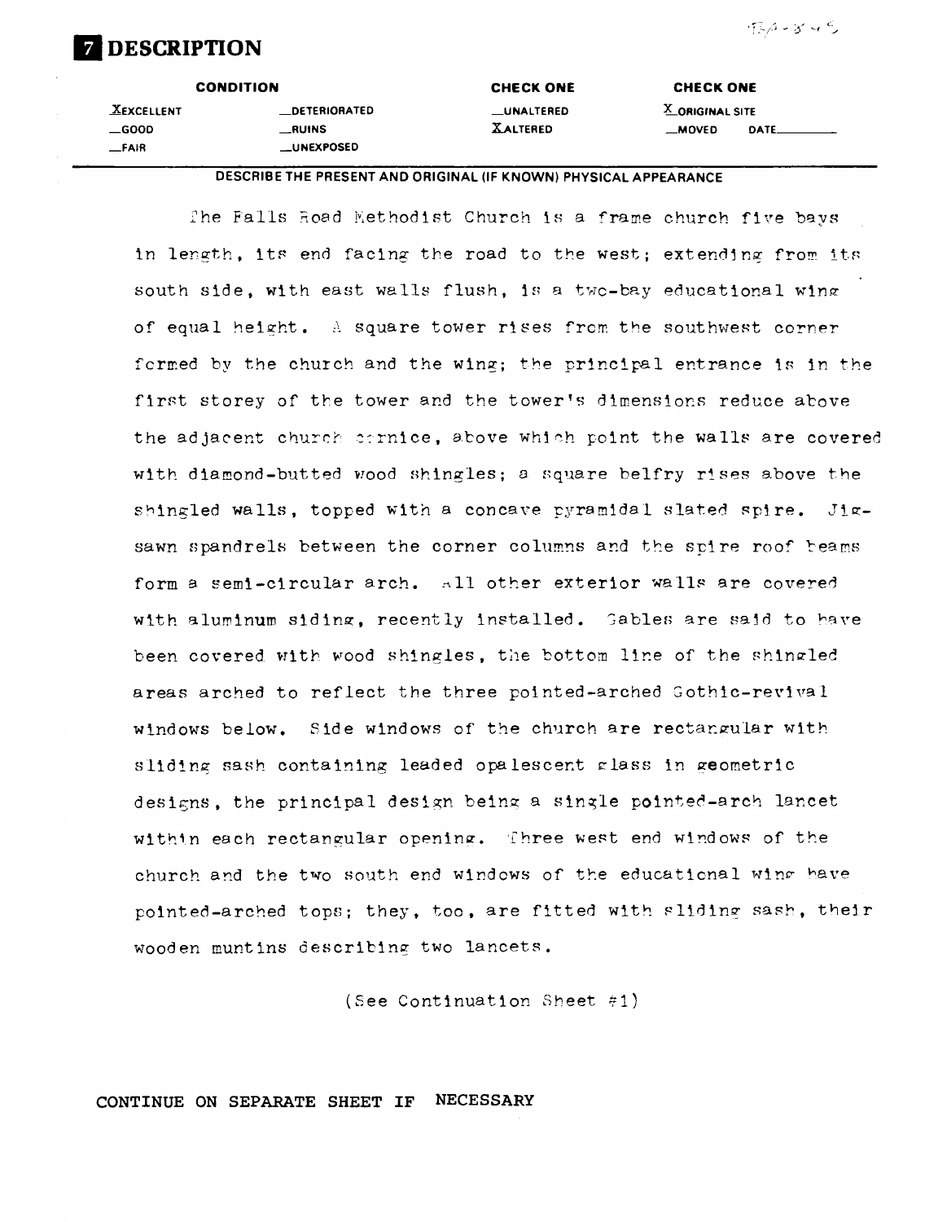# 7 DESCRIPTION

| CONDITION | | CHECK ONE | CHECK ONE |
|---|---|---|---|
| X EXCELLENT | _DETERIORATED | _UNALTERED | X ORIGINAL SITE |
| _GOOD | _RUINS | X ALTERED | _MOVED DATE_____ |
| _FAIR | _UNEXPOSED | | |

**DESCRIBE THE PRESENT AND ORIGINAL (IF KNOWN) PHYSICAL APPEARANCE**

The Falls Road Methodist Church is a frame church five bays in length, its end facing the road to the west; extending from its south side, with east walls flush, is a two-bay educational wing of equal height. A square tower rises from the southwest corner formed by the church and the wing; the principal entrance is in the first storey of the tower and the tower's dimensions reduce above the adjacent church cornice, above which point the walls are covered with diamond-butted wood shingles; a square belfry rises above the shingled walls, topped with a concave pyramidal slated spire. Jig-sawn spandrels between the corner columns and the spire roof beams form a semi-circular arch. All other exterior walls are covered with aluminum siding, recently installed. Gables are said to have been covered with wood shingles, the bottom line of the shingled areas arched to reflect the three pointed-arched Gothic-revival windows below. Side windows of the church are rectangular with sliding sash containing leaded opalescent glass in geometric designs, the principal design being a single pointed-arch lancet within each rectangular opening. Three west end windows of the church and the two south end windows of the educational wing have pointed-arched tops; they, too, are fitted with sliding sash, their wooden muntins describing two lancets.

(See Continuation Sheet #1)

CONTINUE ON SEPARATE SHEET IF NECESSARY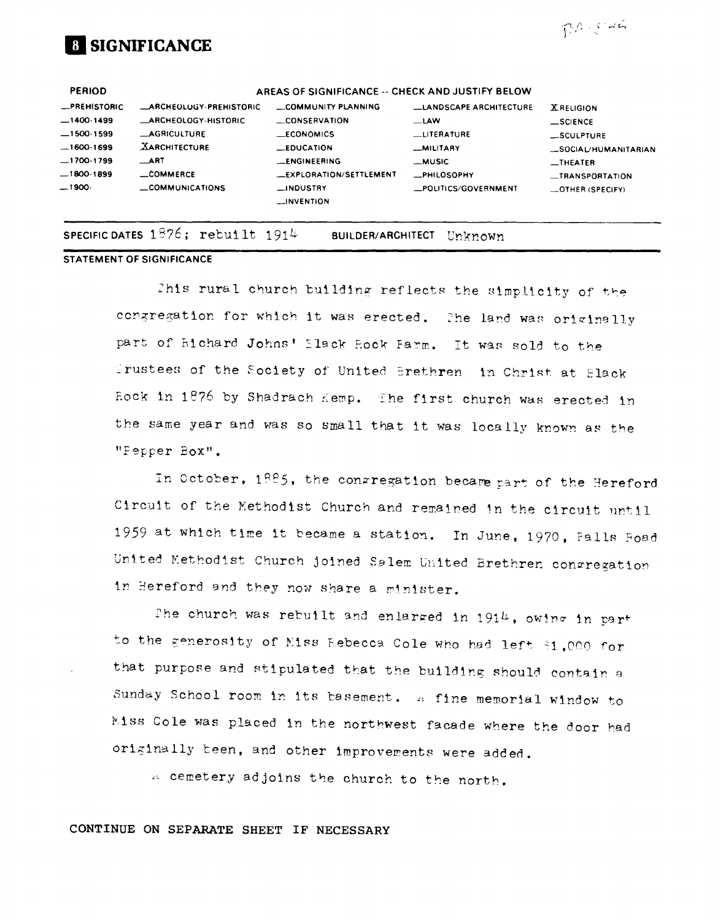# 8 SIGNIFICANCE

| PERIOD | AREAS OF SIGNIFICANCE -- CHECK AND JUSTIFY BELOW | | | |
|---|---|---|---|---|
| _PREHISTORIC | _ARCHEOLOGY-PREHISTORIC | _COMMUNITY PLANNING | _LANDSCAPE ARCHITECTURE | X RELIGION |
| _1400-1499 | _ARCHEOLOGY-HISTORIC | _CONSERVATION | _LAW | _SCIENCE |
| _1500-1599 | _AGRICULTURE | _ECONOMICS | _LITERATURE | _SCULPTURE |
| _1600-1699 | X ARCHITECTURE | _EDUCATION | _MILITARY | _SOCIAL/HUMANITARIAN |
| _1700-1799 | _ART | _ENGINEERING | _MUSIC | _THEATER |
| _1800-1899 | _COMMERCE | _EXPLORATION/SETTLEMENT | _PHILOSOPHY | _TRANSPORTATION |
| _1900- | _COMMUNICATIONS | _INDUSTRY | _POLITICS/GOVERNMENT | _OTHER (SPECIFY) |
| | | _INVENTION | | |

SPECIFIC DATES 1876; rebuilt 1914    BUILDER/ARCHITECT Unknown

**STATEMENT OF SIGNIFICANCE**

This rural church building reflects the simplicity of the congregation for which it was erected. The land was originally part of Richard Johns' Black Rock Farm. It was sold to the Trustees of the Society of United Brethren in Christ at Black Rock in 1876 by Shadrach Kemp. The first church was erected in the same year and was so small that it was locally known as the "Pepper Box".

In October, 1885, the congregation became part of the Hereford Circuit of the Methodist Church and remained in the circuit until 1959 at which time it became a station. In June, 1970, Falls Road United Methodist Church joined Salem United Brethren congregation in Hereford and they now share a minister.

The church was rebuilt and enlarged in 1914, owing in part to the generosity of Miss Rebecca Cole who had left $1,000 for that purpose and stipulated that the building should contain a Sunday School room in its basement. A fine memorial window to Miss Cole was placed in the northwest facade where the door had originally been, and other improvements were added.

A cemetery adjoins the church to the north.

CONTINUE ON SEPARATE SHEET IF NECESSARY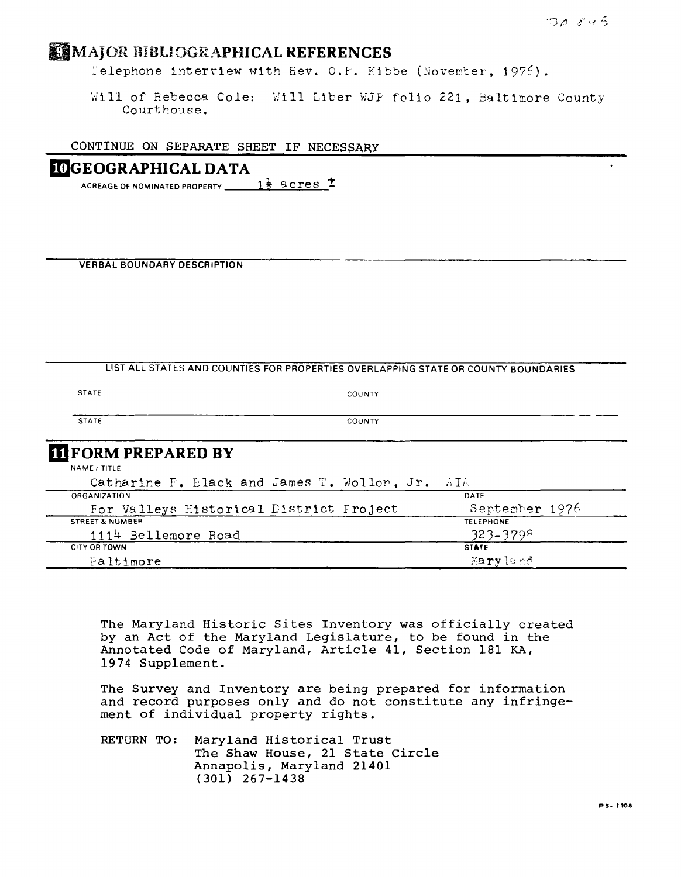BA-845

## 9 MAJOR BIBLIOGRAPHICAL REFERENCES

Telephone interview with Rev. C.F. Kibbe (November, 1976).

Will of Rebecca Cole: Will Liber WJP folio 221, Baltimore County Courthouse.

CONTINUE ON SEPARATE SHEET IF NECESSARY

## 10 GEOGRAPHICAL DATA

ACREAGE OF NOMINATED PROPERTY $1\frac{1}{2}$ acres ±

VERBAL BOUNDARY DESCRIPTION

LIST ALL STATES AND COUNTIES FOR PROPERTIES OVERLAPPING STATE OR COUNTY BOUNDARIES

| STATE | COUNTY |
|---|---|
| STATE | COUNTY |

## 11 FORM PREPARED BY

| NAME / TITLE | |
|---|---|
| Catharine F. Black and James T. Wollon, Jr. AIA | |
| ORGANIZATION | DATE |
| For Valleys Historical District Project | September 1976 |
| STREET & NUMBER | TELEPHONE |
| 1114 Bellemore Road | 323-3798 |
| CITY OR TOWN | STATE |
| Baltimore | Maryland |

The Maryland Historic Sites Inventory was officially created by an Act of the Maryland Legislature, to be found in the Annotated Code of Maryland, Article 41, Section 181 KA, 1974 Supplement.

The Survey and Inventory are being prepared for information and record purposes only and do not constitute any infringement of individual property rights.

RETURN TO: Maryland Historical Trust
The Shaw House, 21 State Circle
Annapolis, Maryland 21401
(301) 267-1438

PS-1108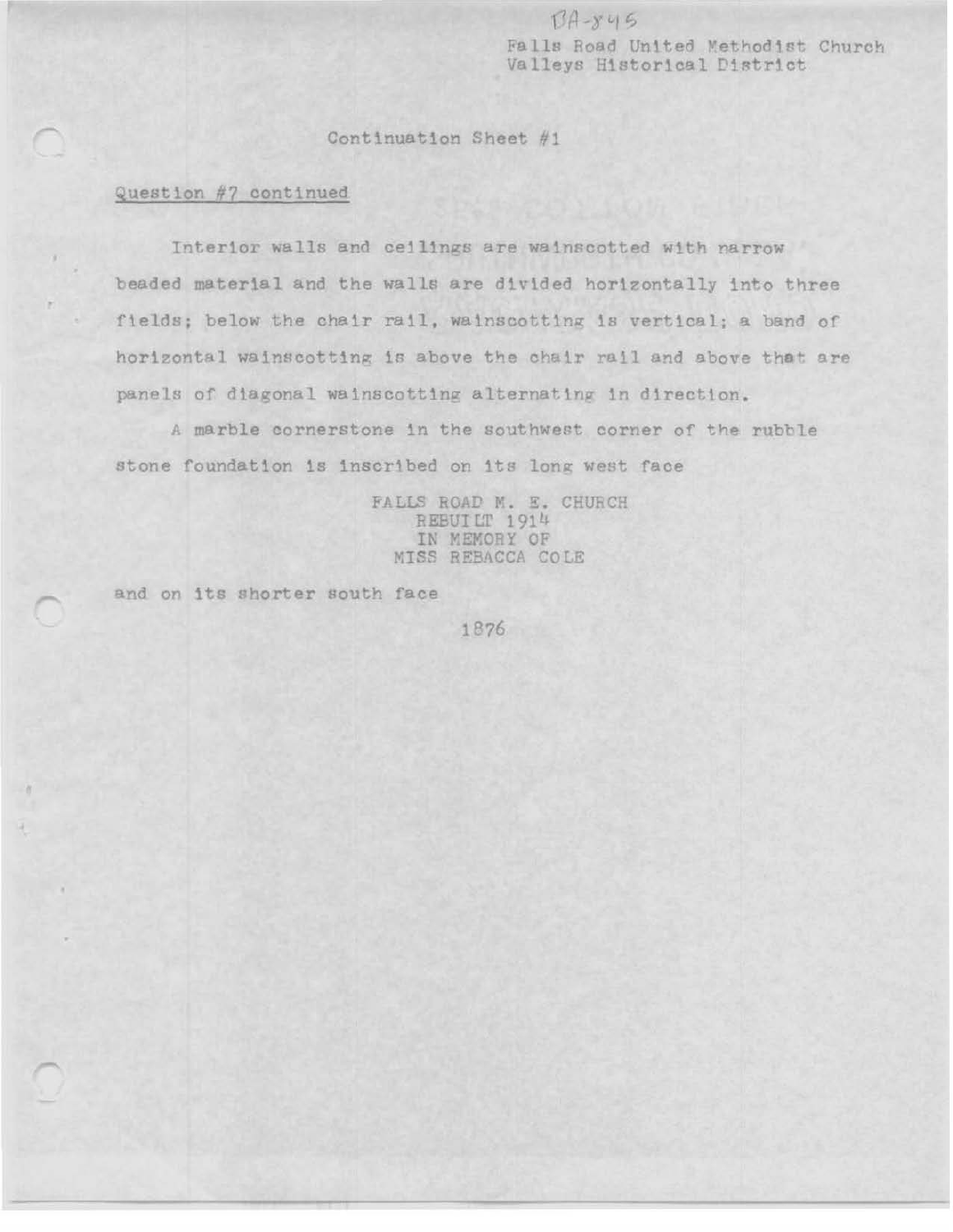BA-845

Falls Road United Methodist Church
Valleys Historical District

Continuation Sheet #1

Question #7 continued

Interior walls and ceilings are wainscotted with narrow beaded material and the walls are divided horizontally into three fields; below the chair rail, wainscotting is vertical; a band of horizontal wainscotting is above the chair rail and above that are panels of diagonal wainscotting alternating in direction.

A marble cornerstone in the southwest corner of the rubble stone foundation is inscribed on its long west face

FALLS ROAD M. E. CHURCH
REBUILT 1914
IN MEMORY OF
MISS REBACCA COLE

and on its shorter south face

1876